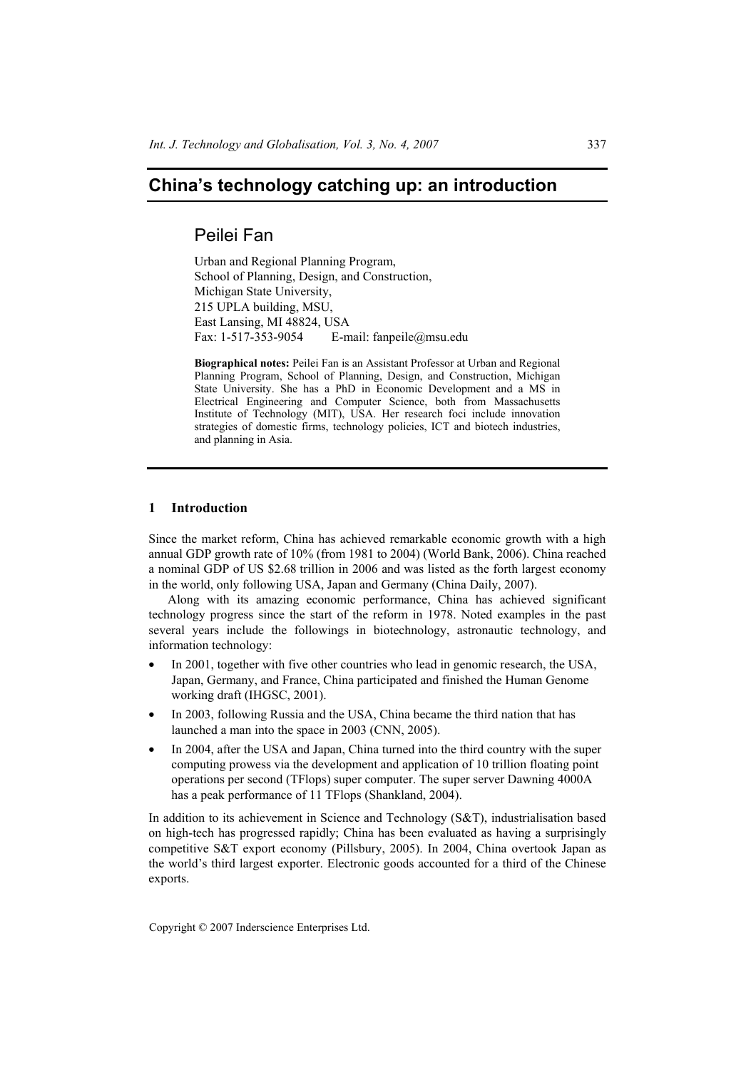# China's technology catching up: an introduction

## Peilei Fan

Urban and Regional Planning Program,
School of Planning, Design, and Construction,
Michigan State University,
215 UPLA building, MSU,
East Lansing, MI 48824, USA
Fax: 1-517-353-9054 E-mail: fanpeile@msu.edu

**Biographical notes:** Peilei Fan is an Assistant Professor at Urban and Regional Planning Program, School of Planning, Design, and Construction, Michigan State University. She has a PhD in Economic Development and a MS in Electrical Engineering and Computer Science, both from Massachusetts Institute of Technology (MIT), USA. Her research foci include innovation strategies of domestic firms, technology policies, ICT and biotech industries, and planning in Asia.

## 1 Introduction

Since the market reform, China has achieved remarkable economic growth with a high annual GDP growth rate of 10% (from 1981 to 2004) (World Bank, 2006). China reached a nominal GDP of US $2.68 trillion in 2006 and was listed as the forth largest economy in the world, only following USA, Japan and Germany (China Daily, 2007).

Along with its amazing economic performance, China has achieved significant technology progress since the start of the reform in 1978. Noted examples in the past several years include the followings in biotechnology, astronautic technology, and information technology:

- In 2001, together with five other countries who lead in genomic research, the USA, Japan, Germany, and France, China participated and finished the Human Genome working draft (IHGSC, 2001).
- In 2003, following Russia and the USA, China became the third nation that has launched a man into the space in 2003 (CNN, 2005).
- In 2004, after the USA and Japan, China turned into the third country with the super computing prowess via the development and application of 10 trillion floating point operations per second (TFlops) super computer. The super server Dawning 4000A has a peak performance of 11 TFlops (Shankland, 2004).

In addition to its achievement in Science and Technology (S&T), industrialisation based on high-tech has progressed rapidly; China has been evaluated as having a surprisingly competitive S&T export economy (Pillsbury, 2005). In 2004, China overtook Japan as the world's third largest exporter. Electronic goods accounted for a third of the Chinese exports.

Copyright © 2007 Inderscience Enterprises Ltd.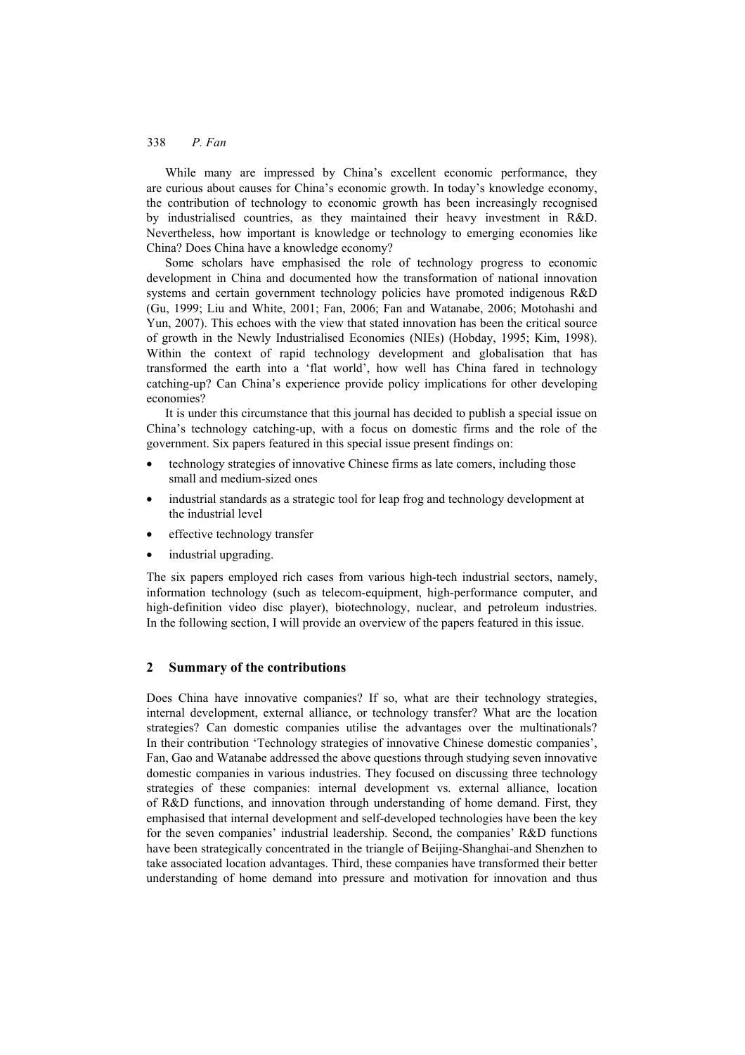While many are impressed by China's excellent economic performance, they are curious about causes for China's economic growth. In today's knowledge economy, the contribution of technology to economic growth has been increasingly recognised by industrialised countries, as they maintained their heavy investment in R&D. Nevertheless, how important is knowledge or technology to emerging economies like China? Does China have a knowledge economy?

Some scholars have emphasised the role of technology progress to economic development in China and documented how the transformation of national innovation systems and certain government technology policies have promoted indigenous R&D (Gu, 1999; Liu and White, 2001; Fan, 2006; Fan and Watanabe, 2006; Motohashi and Yun, 2007). This echoes with the view that stated innovation has been the critical source of growth in the Newly Industrialised Economies (NIEs) (Hobday, 1995; Kim, 1998). Within the context of rapid technology development and globalisation that has transformed the earth into a 'flat world', how well has China fared in technology catching-up? Can China's experience provide policy implications for other developing economies?

It is under this circumstance that this journal has decided to publish a special issue on China's technology catching-up, with a focus on domestic firms and the role of the government. Six papers featured in this special issue present findings on:

- technology strategies of innovative Chinese firms as late comers, including those small and medium-sized ones
- industrial standards as a strategic tool for leap frog and technology development at the industrial level
- effective technology transfer
- industrial upgrading.

The six papers employed rich cases from various high-tech industrial sectors, namely, information technology (such as telecom-equipment, high-performance computer, and high-definition video disc player), biotechnology, nuclear, and petroleum industries. In the following section, I will provide an overview of the papers featured in this issue.

## 2 Summary of the contributions

Does China have innovative companies? If so, what are their technology strategies, internal development, external alliance, or technology transfer? What are the location strategies? Can domestic companies utilise the advantages over the multinationals? In their contribution 'Technology strategies of innovative Chinese domestic companies', Fan, Gao and Watanabe addressed the above questions through studying seven innovative domestic companies in various industries. They focused on discussing three technology strategies of these companies: internal development vs. external alliance, location of R&D functions, and innovation through understanding of home demand. First, they emphasised that internal development and self-developed technologies have been the key for the seven companies' industrial leadership. Second, the companies' R&D functions have been strategically concentrated in the triangle of Beijing-Shanghai-and Shenzhen to take associated location advantages. Third, these companies have transformed their better understanding of home demand into pressure and motivation for innovation and thus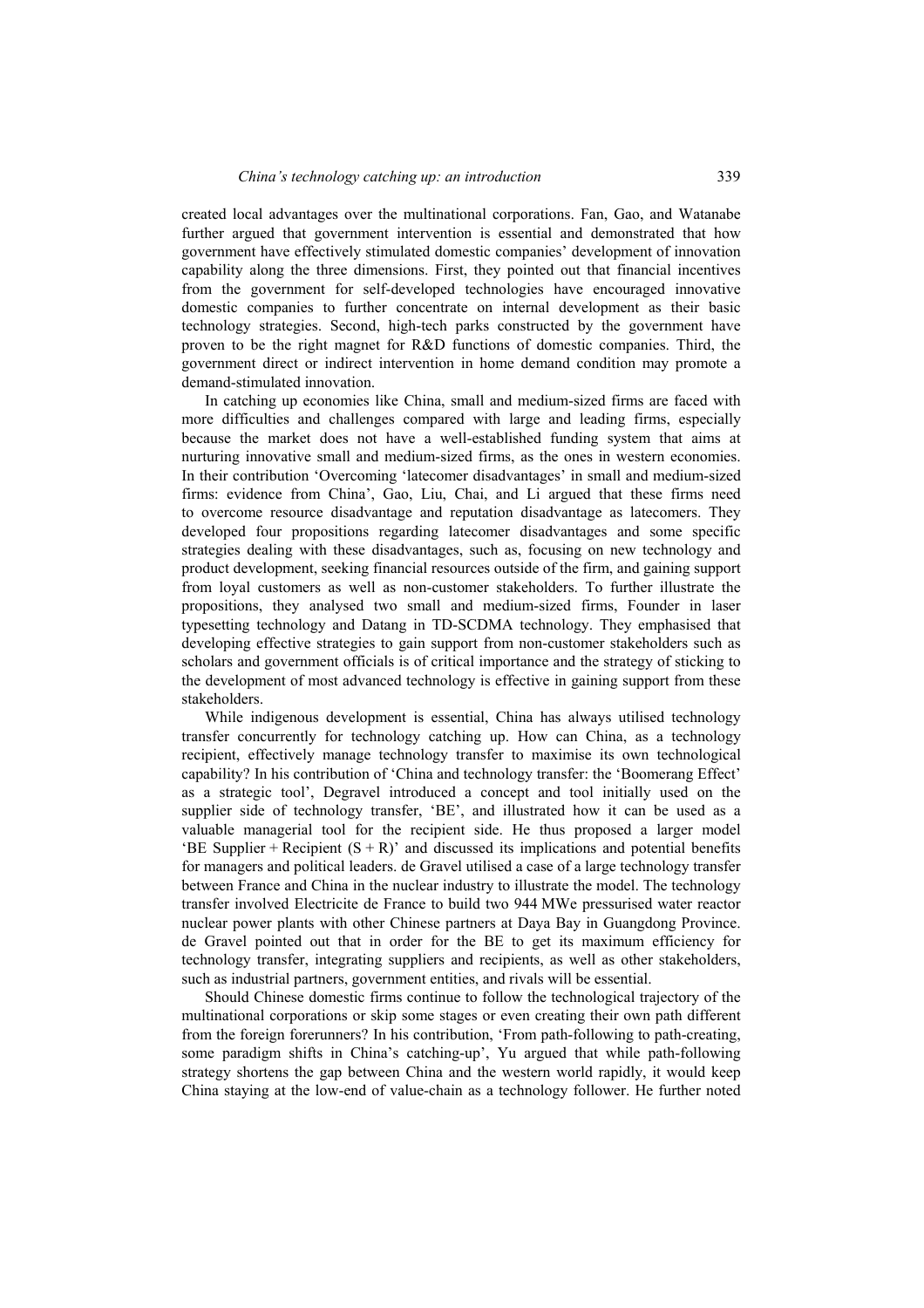created local advantages over the multinational corporations. Fan, Gao, and Watanabe further argued that government intervention is essential and demonstrated that how government have effectively stimulated domestic companies' development of innovation capability along the three dimensions. First, they pointed out that financial incentives from the government for self-developed technologies have encouraged innovative domestic companies to further concentrate on internal development as their basic technology strategies. Second, high-tech parks constructed by the government have proven to be the right magnet for R&D functions of domestic companies. Third, the government direct or indirect intervention in home demand condition may promote a demand-stimulated innovation.

In catching up economies like China, small and medium-sized firms are faced with more difficulties and challenges compared with large and leading firms, especially because the market does not have a well-established funding system that aims at nurturing innovative small and medium-sized firms, as the ones in western economies. In their contribution 'Overcoming 'latecomer disadvantages' in small and medium-sized firms: evidence from China', Gao, Liu, Chai, and Li argued that these firms need to overcome resource disadvantage and reputation disadvantage as latecomers. They developed four propositions regarding latecomer disadvantages and some specific strategies dealing with these disadvantages, such as, focusing on new technology and product development, seeking financial resources outside of the firm, and gaining support from loyal customers as well as non-customer stakeholders. To further illustrate the propositions, they analysed two small and medium-sized firms, Founder in laser typesetting technology and Datang in TD-SCDMA technology. They emphasised that developing effective strategies to gain support from non-customer stakeholders such as scholars and government officials is of critical importance and the strategy of sticking to the development of most advanced technology is effective in gaining support from these stakeholders.

While indigenous development is essential, China has always utilised technology transfer concurrently for technology catching up. How can China, as a technology recipient, effectively manage technology transfer to maximise its own technological capability? In his contribution of 'China and technology transfer: the 'Boomerang Effect' as a strategic tool', Degravel introduced a concept and tool initially used on the supplier side of technology transfer, 'BE', and illustrated how it can be used as a valuable managerial tool for the recipient side. He thus proposed a larger model 'BE Supplier + Recipient (S + R)' and discussed its implications and potential benefits for managers and political leaders. de Gravel utilised a case of a large technology transfer between France and China in the nuclear industry to illustrate the model. The technology transfer involved Electricite de France to build two 944 MWe pressurised water reactor nuclear power plants with other Chinese partners at Daya Bay in Guangdong Province. de Gravel pointed out that in order for the BE to get its maximum efficiency for technology transfer, integrating suppliers and recipients, as well as other stakeholders, such as industrial partners, government entities, and rivals will be essential.

Should Chinese domestic firms continue to follow the technological trajectory of the multinational corporations or skip some stages or even creating their own path different from the foreign forerunners? In his contribution, 'From path-following to path-creating, some paradigm shifts in China's catching-up', Yu argued that while path-following strategy shortens the gap between China and the western world rapidly, it would keep China staying at the low-end of value-chain as a technology follower. He further noted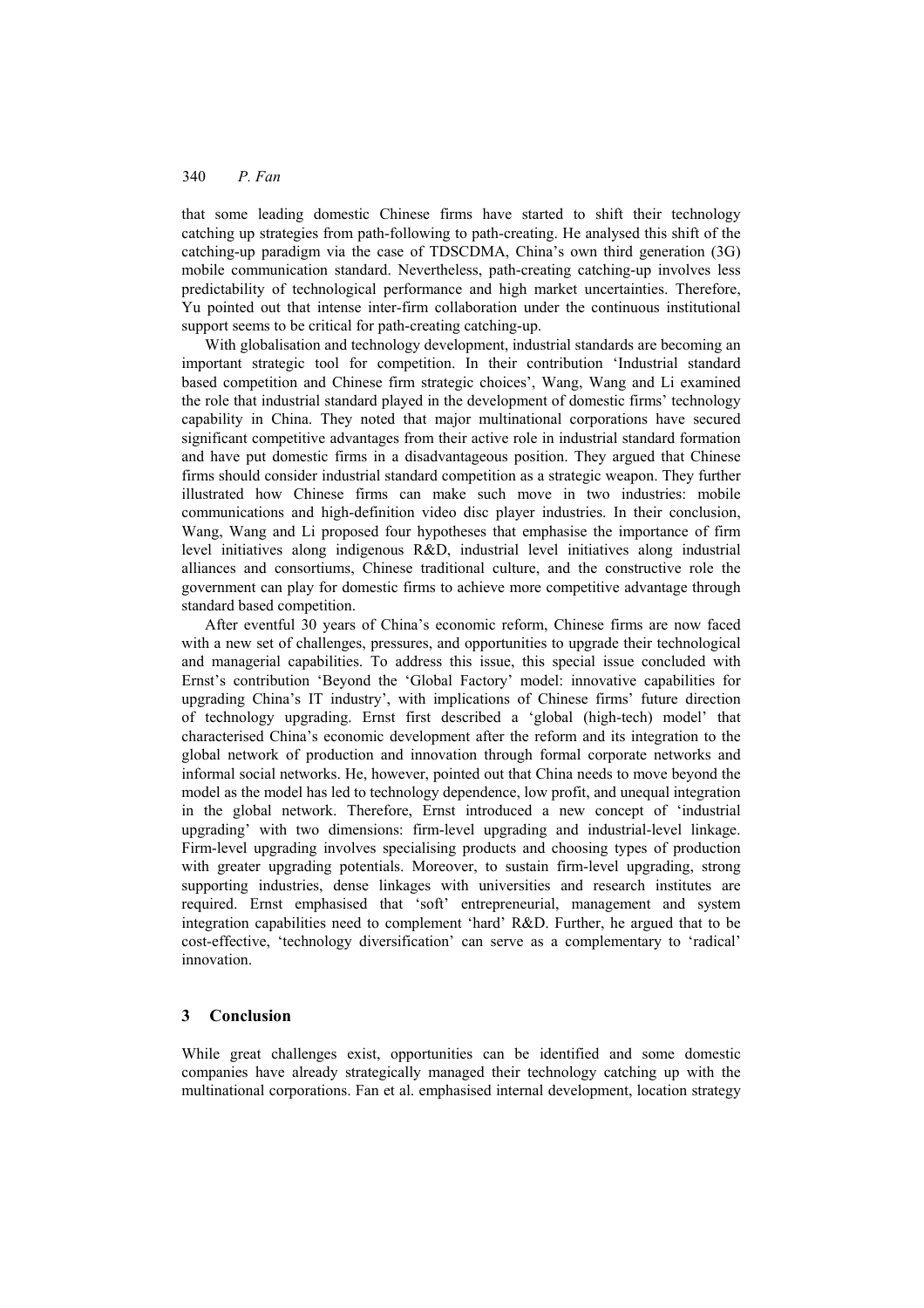that some leading domestic Chinese firms have started to shift their technology catching up strategies from path-following to path-creating. He analysed this shift of the catching-up paradigm via the case of TDSCDMA, China's own third generation (3G) mobile communication standard. Nevertheless, path-creating catching-up involves less predictability of technological performance and high market uncertainties. Therefore, Yu pointed out that intense inter-firm collaboration under the continuous institutional support seems to be critical for path-creating catching-up.

With globalisation and technology development, industrial standards are becoming an important strategic tool for competition. In their contribution 'Industrial standard based competition and Chinese firm strategic choices', Wang, Wang and Li examined the role that industrial standard played in the development of domestic firms' technology capability in China. They noted that major multinational corporations have secured significant competitive advantages from their active role in industrial standard formation and have put domestic firms in a disadvantageous position. They argued that Chinese firms should consider industrial standard competition as a strategic weapon. They further illustrated how Chinese firms can make such move in two industries: mobile communications and high-definition video disc player industries. In their conclusion, Wang, Wang and Li proposed four hypotheses that emphasise the importance of firm level initiatives along indigenous R&D, industrial level initiatives along industrial alliances and consortiums, Chinese traditional culture, and the constructive role the government can play for domestic firms to achieve more competitive advantage through standard based competition.

After eventful 30 years of China's economic reform, Chinese firms are now faced with a new set of challenges, pressures, and opportunities to upgrade their technological and managerial capabilities. To address this issue, this special issue concluded with Ernst's contribution 'Beyond the 'Global Factory' model: innovative capabilities for upgrading China's IT industry', with implications of Chinese firms' future direction of technology upgrading. Ernst first described a 'global (high-tech) model' that characterised China's economic development after the reform and its integration to the global network of production and innovation through formal corporate networks and informal social networks. He, however, pointed out that China needs to move beyond the model as the model has led to technology dependence, low profit, and unequal integration in the global network. Therefore, Ernst introduced a new concept of 'industrial upgrading' with two dimensions: firm-level upgrading and industrial-level linkage. Firm-level upgrading involves specialising products and choosing types of production with greater upgrading potentials. Moreover, to sustain firm-level upgrading, strong supporting industries, dense linkages with universities and research institutes are required. Ernst emphasised that 'soft' entrepreneurial, management and system integration capabilities need to complement 'hard' R&D. Further, he argued that to be cost-effective, 'technology diversification' can serve as a complementary to 'radical' innovation.

## 3 Conclusion

While great challenges exist, opportunities can be identified and some domestic companies have already strategically managed their technology catching up with the multinational corporations. Fan et al. emphasised internal development, location strategy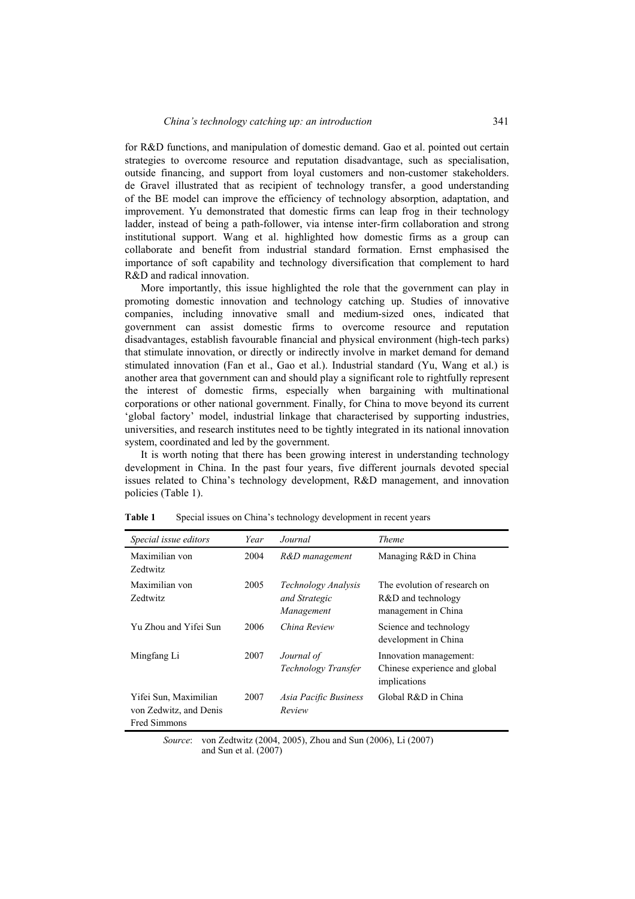for R&D functions, and manipulation of domestic demand. Gao et al. pointed out certain strategies to overcome resource and reputation disadvantage, such as specialisation, outside financing, and support from loyal customers and non-customer stakeholders. de Gravel illustrated that as recipient of technology transfer, a good understanding of the BE model can improve the efficiency of technology absorption, adaptation, and improvement. Yu demonstrated that domestic firms can leap frog in their technology ladder, instead of being a path-follower, via intense inter-firm collaboration and strong institutional support. Wang et al. highlighted how domestic firms as a group can collaborate and benefit from industrial standard formation. Ernst emphasised the importance of soft capability and technology diversification that complement to hard R&D and radical innovation.

More importantly, this issue highlighted the role that the government can play in promoting domestic innovation and technology catching up. Studies of innovative companies, including innovative small and medium-sized ones, indicated that government can assist domestic firms to overcome resource and reputation disadvantages, establish favourable financial and physical environment (high-tech parks) that stimulate innovation, or directly or indirectly involve in market demand for demand stimulated innovation (Fan et al., Gao et al.). Industrial standard (Yu, Wang et al.) is another area that government can and should play a significant role to rightfully represent the interest of domestic firms, especially when bargaining with multinational corporations or other national government. Finally, for China to move beyond its current 'global factory' model, industrial linkage that characterised by supporting industries, universities, and research institutes need to be tightly integrated in its national innovation system, coordinated and led by the government.

It is worth noting that there has been growing interest in understanding technology development in China. In the past four years, five different journals devoted special issues related to China's technology development, R&D management, and innovation policies (Table 1).

**Table 1** Special issues on China's technology development in recent years

| *Special issue editors* | *Year* | *Journal* | *Theme* |
|---|---|---|---|
| Maximilian von Zedtwitz | 2004 | *R&D management* | Managing R&D in China |
| Maximilian von Zedtwitz | 2005 | *Technology Analysis and Strategic Management* | The evolution of research on R&D and technology management in China |
| Yu Zhou and Yifei Sun | 2006 | *China Review* | Science and technology development in China |
| Mingfang Li | 2007 | *Journal of Technology Transfer* | Innovation management: Chinese experience and global implications |
| Yifei Sun, Maximilian von Zedwitz, and Denis Fred Simmons | 2007 | *Asia Pacific Business Review* | Global R&D in China |

*Source*: von Zedtwitz (2004, 2005), Zhou and Sun (2006), Li (2007) and Sun et al. (2007)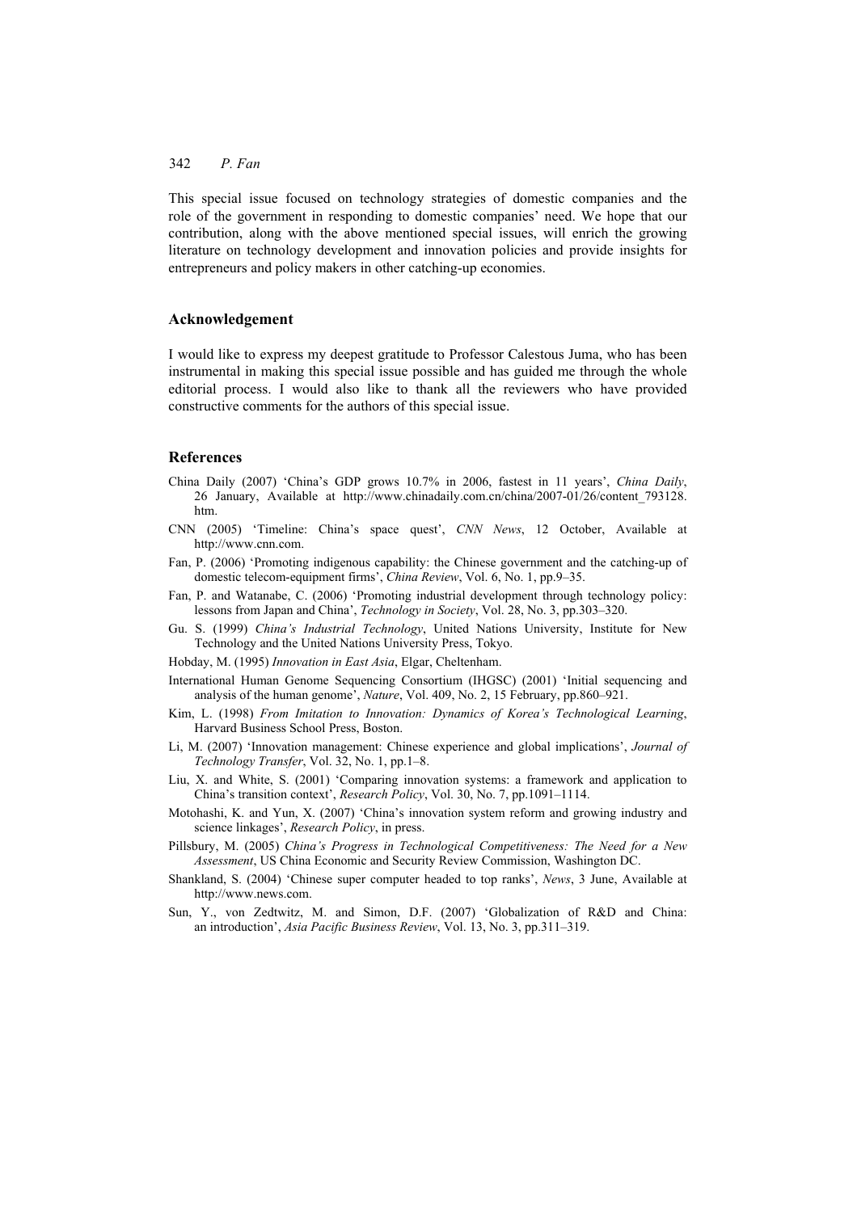This special issue focused on technology strategies of domestic companies and the role of the government in responding to domestic companies' need. We hope that our contribution, along with the above mentioned special issues, will enrich the growing literature on technology development and innovation policies and provide insights for entrepreneurs and policy makers in other catching-up economies.

## Acknowledgement

I would like to express my deepest gratitude to Professor Calestous Juma, who has been instrumental in making this special issue possible and has guided me through the whole editorial process. I would also like to thank all the reviewers who have provided constructive comments for the authors of this special issue.

## References

China Daily (2007) 'China's GDP grows 10.7% in 2006, fastest in 11 years', *China Daily*, 26 January, Available at http://www.chinadaily.com.cn/china/2007-01/26/content_793128.htm.

CNN (2005) 'Timeline: China's space quest', *CNN News*, 12 October, Available at http://www.cnn.com.

Fan, P. (2006) 'Promoting indigenous capability: the Chinese government and the catching-up of domestic telecom-equipment firms', *China Review*, Vol. 6, No. 1, pp.9–35.

Fan, P. and Watanabe, C. (2006) 'Promoting industrial development through technology policy: lessons from Japan and China', *Technology in Society*, Vol. 28, No. 3, pp.303–320.

Gu. S. (1999) *China's Industrial Technology*, United Nations University, Institute for New Technology and the United Nations University Press, Tokyo.

Hobday, M. (1995) *Innovation in East Asia*, Elgar, Cheltenham.

International Human Genome Sequencing Consortium (IHGSC) (2001) 'Initial sequencing and analysis of the human genome', *Nature*, Vol. 409, No. 2, 15 February, pp.860–921.

Kim, L. (1998) *From Imitation to Innovation: Dynamics of Korea's Technological Learning*, Harvard Business School Press, Boston.

Li, M. (2007) 'Innovation management: Chinese experience and global implications', *Journal of Technology Transfer*, Vol. 32, No. 1, pp.1–8.

Liu, X. and White, S. (2001) 'Comparing innovation systems: a framework and application to China's transition context', *Research Policy*, Vol. 30, No. 7, pp.1091–1114.

Motohashi, K. and Yun, X. (2007) 'China's innovation system reform and growing industry and science linkages', *Research Policy*, in press.

Pillsbury, M. (2005) *China's Progress in Technological Competitiveness: The Need for a New Assessment*, US China Economic and Security Review Commission, Washington DC.

Shankland, S. (2004) 'Chinese super computer headed to top ranks', *News*, 3 June, Available at http://www.news.com.

Sun, Y., von Zedtwitz, M. and Simon, D.F. (2007) 'Globalization of R&D and China: an introduction', *Asia Pacific Business Review*, Vol. 13, No. 3, pp.311–319.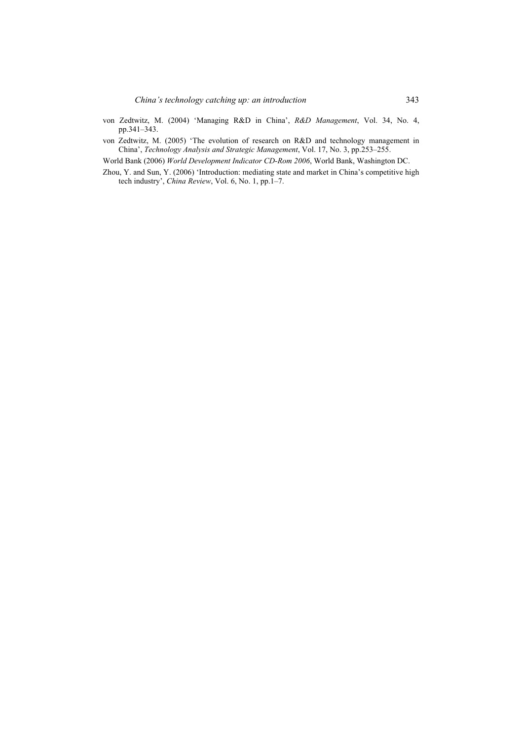von Zedtwitz, M. (2004) 'Managing R&D in China', *R&D Management*, Vol. 34, No. 4, pp.341–343.

von Zedtwitz, M. (2005) 'The evolution of research on R&D and technology management in China', *Technology Analysis and Strategic Management*, Vol. 17, No. 3, pp.253–255.

World Bank (2006) *World Development Indicator CD-Rom 2006*, World Bank, Washington DC.

Zhou, Y. and Sun, Y. (2006) 'Introduction: mediating state and market in China's competitive high tech industry', *China Review*, Vol. 6, No. 1, pp.1–7.